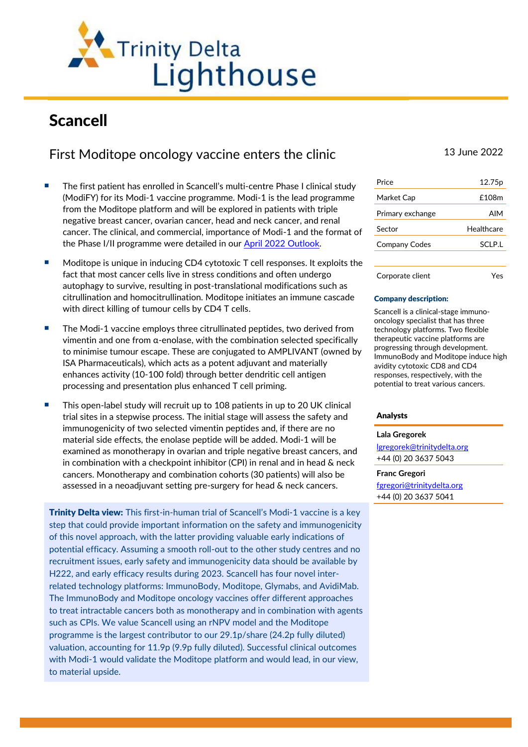# Scancell

## First Moditope oncology vaccine enters the clinic

13 June 2022

- The first patient has enrolled in Scancell's multi-centre Phase I clinical study (ModiFY) for its Modi-1 vaccine programme. Modi-1 is the lead programme from the Moditope platform and will be explored in patients with triple negative breast cancer, ovarian cancer, head and neck cancer, and renal cancer. The clinical, and commercial, importance of Modi-1 and the format of the Phase I/II programme were detailed in our [April 2022 Outlook](#).

- Moditope is unique in inducing CD4 cytotoxic T cell responses. It exploits the fact that most cancer cells live in stress conditions and often undergo autophagy to survive, resulting in post-translational modifications such as citrullination and homocitrullination. Moditope initiates an immune cascade with direct killing of tumour cells by CD4 T cells.

- The Modi-1 vaccine employs three citrullinated peptides, two derived from vimentin and one from α-enolase, with the combination selected specifically to minimise tumour escape. These are conjugated to AMPLIVANT (owned by ISA Pharmaceuticals), which acts as a potent adjuvant and materially enhances activity (10-100 fold) through better dendritic cell antigen processing and presentation plus enhanced T cell priming.

- This open-label study will recruit up to 108 patients in up to 20 UK clinical trial sites in a stepwise process. The initial stage will assess the safety and immunogenicity of two selected vimentin peptides and, if there are no material side effects, the enolase peptide will be added. Modi-1 will be examined as monotherapy in ovarian and triple negative breast cancers, and in combination with a checkpoint inhibitor (CPI) in renal and in head & neck cancers. Monotherapy and combination cohorts (30 patients) will also be assessed in a neoadjuvant setting pre-surgery for head & neck cancers.

**Trinity Delta view:** This first-in-human trial of Scancell's Modi-1 vaccine is a key step that could provide important information on the safety and immunogenicity of this novel approach, with the latter providing valuable early indications of potential efficacy. Assuming a smooth roll-out to the other study centres and no recruitment issues, early safety and immunogenicity data should be available by H222, and early efficacy results during 2023. Scancell has four novel inter-related technology platforms: ImmunoBody, Moditope, Glymabs, and AvidiMab. The ImmunoBody and Moditope oncology vaccines offer different approaches to treat intractable cancers both as monotherapy and in combination with agents such as CPIs. We value Scancell using an rNPV model and the Moditope programme is the largest contributor to our 29.1p/share (24.2p fully diluted) valuation, accounting for 11.9p (9.9p fully diluted). Successful clinical outcomes with Modi-1 would validate the Moditope platform and would lead, in our view, to material upside.

| | |
|---|---|
| Price | 12.75p |
| Market Cap | £108m |
| Primary exchange | AIM |
| Sector | Healthcare |
| Company Codes | SCLP.L |
| Corporate client | Yes |

**Company description:**

Scancell is a clinical-stage immuno-oncology specialist that has three technology platforms. Two flexible therapeutic vaccine platforms are progressing through development. ImmunoBody and Moditope induce high avidity cytotoxic CD8 and CD4 responses, respectively, with the potential to treat various cancers.

**Analysts**

**Lala Gregorek**
lgregorek@trinitydelta.org
+44 (0) 20 3637 5043

**Franc Gregori**
fgregori@trinitydelta.org
+44 (0) 20 3637 5041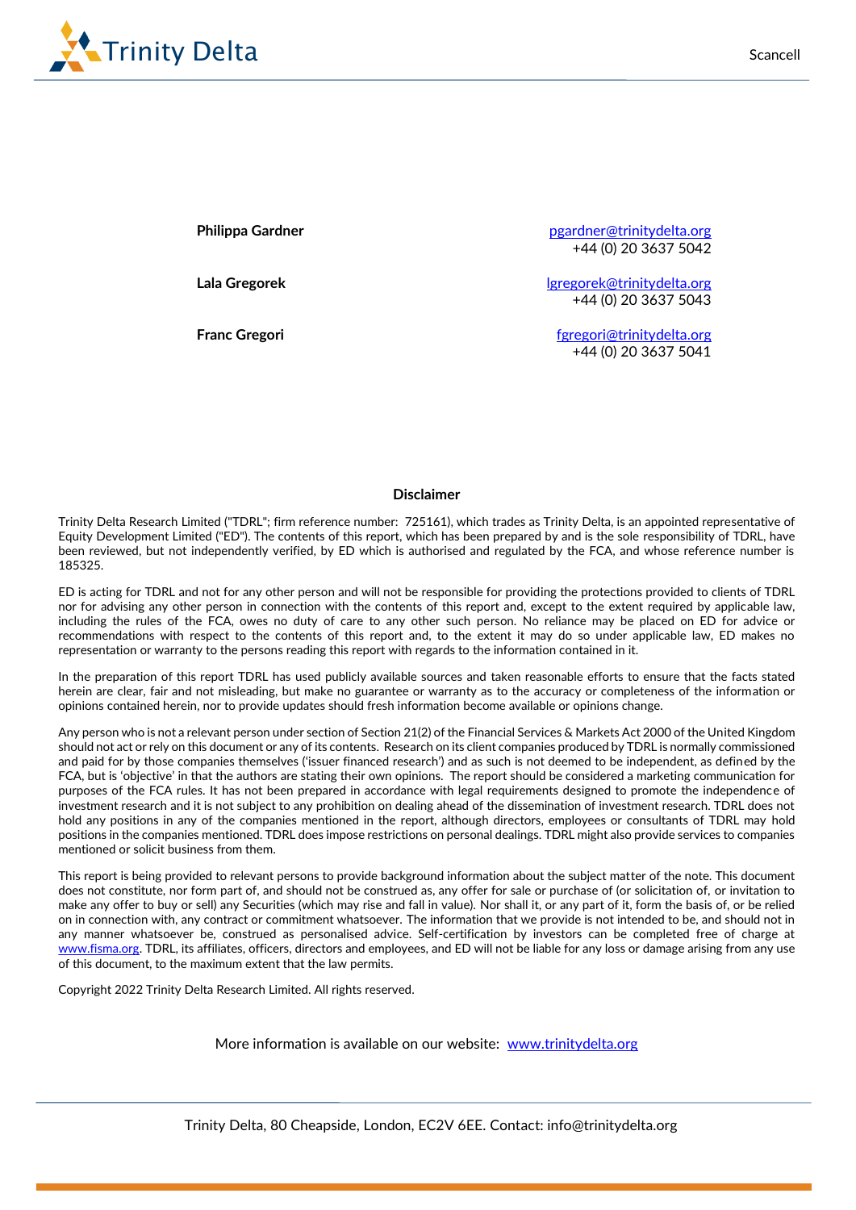**Philippa Gardner** pgardner@trinitydelta.org
+44 (0) 20 3637 5042

**Lala Gregorek** lgregorek@trinitydelta.org
+44 (0) 20 3637 5043

**Franc Gregori** fgregori@trinitydelta.org
+44 (0) 20 3637 5041

## Disclaimer

Trinity Delta Research Limited ("TDRL"; firm reference number: 725161), which trades as Trinity Delta, is an appointed representative of Equity Development Limited ("ED"). The contents of this report, which has been prepared by and is the sole responsibility of TDRL, have been reviewed, but not independently verified, by ED which is authorised and regulated by the FCA, and whose reference number is 185325.

ED is acting for TDRL and not for any other person and will not be responsible for providing the protections provided to clients of TDRL nor for advising any other person in connection with the contents of this report and, except to the extent required by applicable law, including the rules of the FCA, owes no duty of care to any other such person. No reliance may be placed on ED for advice or recommendations with respect to the contents of this report and, to the extent it may do so under applicable law, ED makes no representation or warranty to the persons reading this report with regards to the information contained in it.

In the preparation of this report TDRL has used publicly available sources and taken reasonable efforts to ensure that the facts stated herein are clear, fair and not misleading, but make no guarantee or warranty as to the accuracy or completeness of the information or opinions contained herein, nor to provide updates should fresh information become available or opinions change.

Any person who is not a relevant person under section of Section 21(2) of the Financial Services & Markets Act 2000 of the United Kingdom should not act or rely on this document or any of its contents. Research on its client companies produced by TDRL is normally commissioned and paid for by those companies themselves ('issuer financed research') and as such is not deemed to be independent, as defined by the FCA, but is 'objective' in that the authors are stating their own opinions. The report should be considered a marketing communication for purposes of the FCA rules. It has not been prepared in accordance with legal requirements designed to promote the independence of investment research and it is not subject to any prohibition on dealing ahead of the dissemination of investment research. TDRL does not hold any positions in any of the companies mentioned in the report, although directors, employees or consultants of TDRL may hold positions in the companies mentioned. TDRL does impose restrictions on personal dealings. TDRL might also provide services to companies mentioned or solicit business from them.

This report is being provided to relevant persons to provide background information about the subject matter of the note. This document does not constitute, nor form part of, and should not be construed as, any offer for sale or purchase of (or solicitation of, or invitation to make any offer to buy or sell) any Securities (which may rise and fall in value). Nor shall it, or any part of it, form the basis of, or be relied on in connection with, any contract or commitment whatsoever. The information that we provide is not intended to be, and should not in any manner whatsoever be, construed as personalised advice. Self-certification by investors can be completed free of charge at www.fisma.org. TDRL, its affiliates, officers, directors and employees, and ED will not be liable for any loss or damage arising from any use of this document, to the maximum extent that the law permits.

Copyright 2022 Trinity Delta Research Limited. All rights reserved.

More information is available on our website: www.trinitydelta.org

Trinity Delta, 80 Cheapside, London, EC2V 6EE. Contact: info@trinitydelta.org